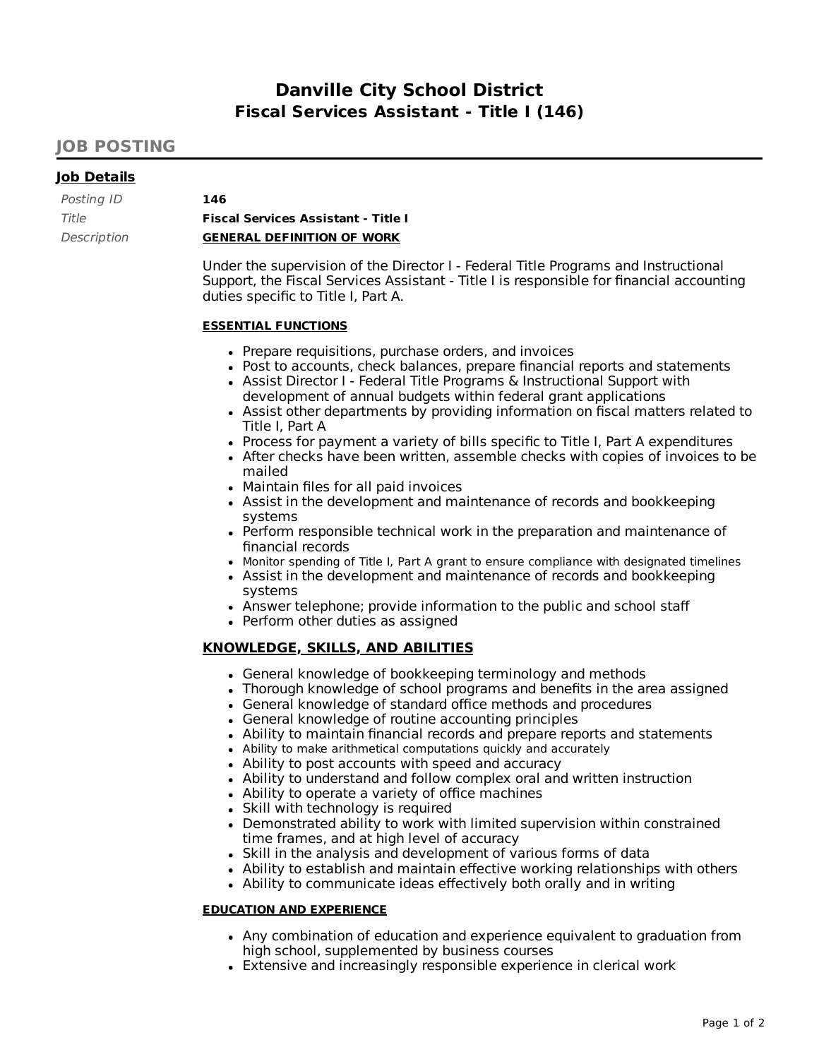# Danville City School District
## Fiscal Services Assistant - Title I (146)

## JOB POSTING

### Job Details

*Posting ID* **146**

*Title* **Fiscal Services Assistant - Title I**

*Description*

**GENERAL DEFINITION OF WORK**

Under the supervision of the Director I - Federal Title Programs and Instructional Support, the Fiscal Services Assistant - Title I is responsible for financial accounting duties specific to Title I, Part A.

**ESSENTIAL FUNCTIONS**

- Prepare requisitions, purchase orders, and invoices
- Post to accounts, check balances, prepare financial reports and statements
- Assist Director I - Federal Title Programs & Instructional Support with development of annual budgets within federal grant applications
- Assist other departments by providing information on fiscal matters related to Title I, Part A
- Process for payment a variety of bills specific to Title I, Part A expenditures
- After checks have been written, assemble checks with copies of invoices to be mailed
- Maintain files for all paid invoices
- Assist in the development and maintenance of records and bookkeeping systems
- Perform responsible technical work in the preparation and maintenance of financial records
- Monitor spending of Title I, Part A grant to ensure compliance with designated timelines
- Assist in the development and maintenance of records and bookkeeping systems
- Answer telephone; provide information to the public and school staff
- Perform other duties as assigned

**KNOWLEDGE, SKILLS, AND ABILITIES**

- General knowledge of bookkeeping terminology and methods
- Thorough knowledge of school programs and benefits in the area assigned
- General knowledge of standard office methods and procedures
- General knowledge of routine accounting principles
- Ability to maintain financial records and prepare reports and statements
- Ability to make arithmetical computations quickly and accurately
- Ability to post accounts with speed and accuracy
- Ability to understand and follow complex oral and written instruction
- Ability to operate a variety of office machines
- Skill with technology is required
- Demonstrated ability to work with limited supervision within constrained time frames, and at high level of accuracy
- Skill in the analysis and development of various forms of data
- Ability to establish and maintain effective working relationships with others
- Ability to communicate ideas effectively both orally and in writing

**EDUCATION AND EXPERIENCE**

- Any combination of education and experience equivalent to graduation from high school, supplemented by business courses
- Extensive and increasingly responsible experience in clerical work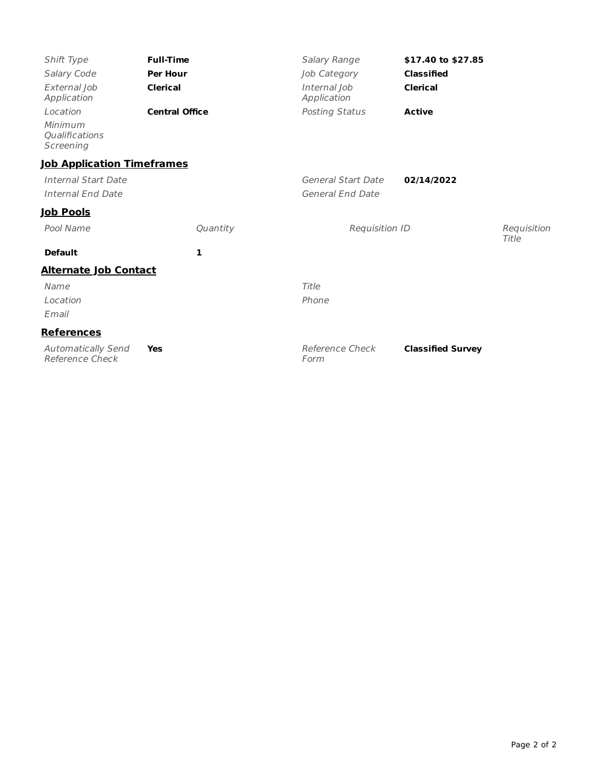| | | | |
|---|---|---|---|
| *Shift Type* | **Full-Time** | *Salary Range* | **$17.40 to $27.85** |
| *Salary Code* | **Per Hour** | *Job Category* | **Classified** |
| *External Job Application* | **Clerical** | *Internal Job Application* | **Clerical** |
| *Location* | **Central Office** | *Posting Status* | **Active** |
| *Minimum Qualifications Screening* | | | |

## Job Application Timeframes

| | | | |
|---|---|---|---|
| *Internal Start Date* | | *General Start Date* | **02/14/2022** |
| *Internal End Date* | | *General End Date* | |

## Job Pools

| *Pool Name* | *Quantity* | *Requisition ID* | *Requisition Title* |
|---|---|---|---|
| **Default** | **1** | | |

## Alternate Job Contact

| | | | |
|---|---|---|---|
| *Name* | | *Title* | |
| *Location* | | *Phone* | |
| *Email* | | | |

## References

| | | | |
|---|---|---|---|
| *Automatically Send Reference Check* | **Yes** | *Reference Check Form* | **Classified Survey** |